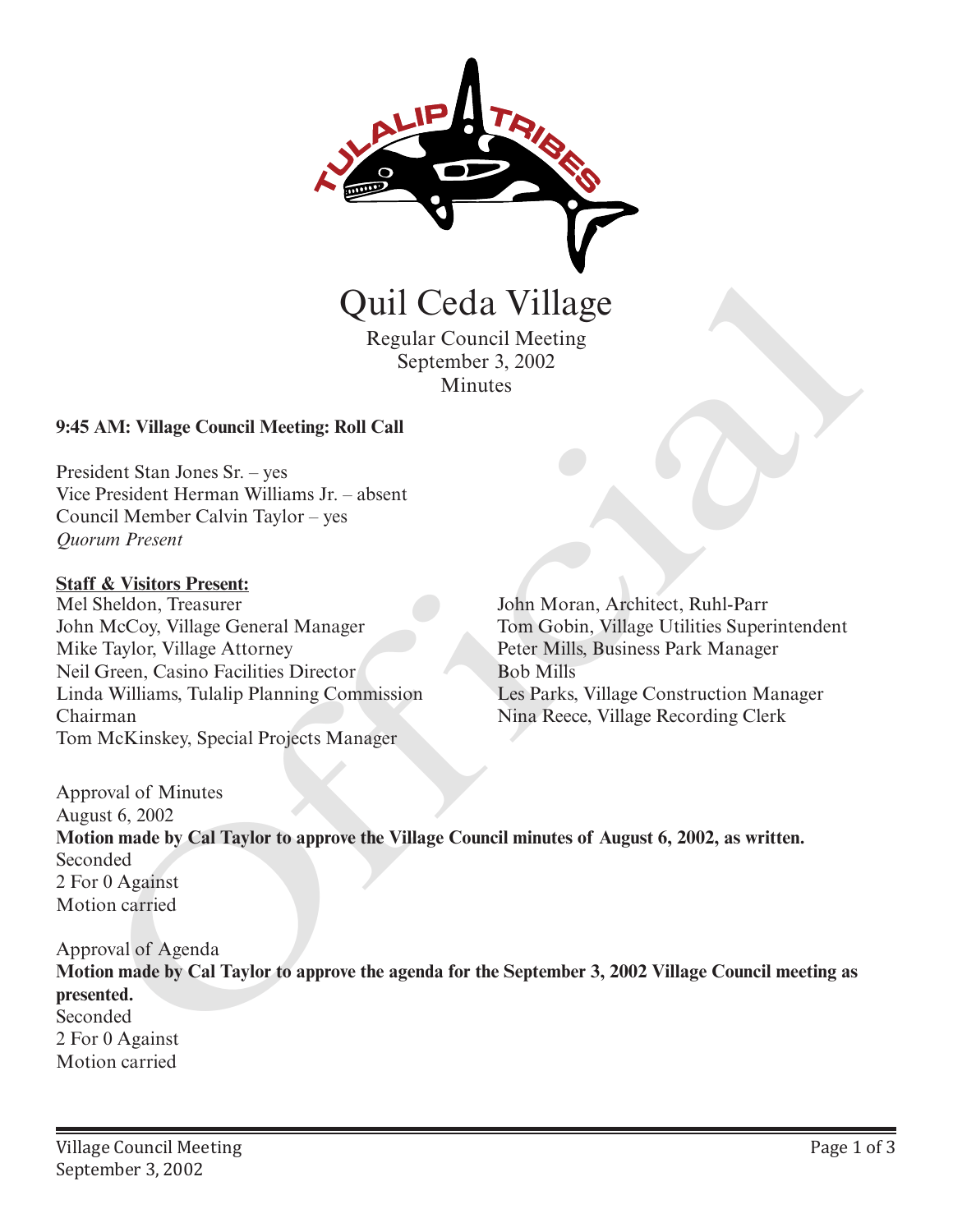# Quil Ceda Village

Regular Council Meeting
September 3, 2002
Minutes

**9:45 AM: Village Council Meeting: Roll Call**

President Stan Jones Sr. – yes
Vice President Herman Williams Jr. – absent
Council Member Calvin Taylor – yes
*Quorum Present*

**Staff & Visitors Present:**

Mel Sheldon, Treasurer
John McCoy, Village General Manager
Mike Taylor, Village Attorney
Neil Green, Casino Facilities Director
Linda Williams, Tulalip Planning Commission Chairman
Tom McKinskey, Special Projects Manager
John Moran, Architect, Ruhl-Parr
Tom Gobin, Village Utilities Superintendent
Peter Mills, Business Park Manager
Bob Mills
Les Parks, Village Construction Manager
Nina Reece, Village Recording Clerk

Approval of Minutes
August 6, 2002
**Motion made by Cal Taylor to approve the Village Council minutes of August 6, 2002, as written.**
Seconded
2 For 0 Against
Motion carried

Approval of Agenda
**Motion made by Cal Taylor to approve the agenda for the September 3, 2002 Village Council meeting as presented.**
Seconded
2 For 0 Against
Motion carried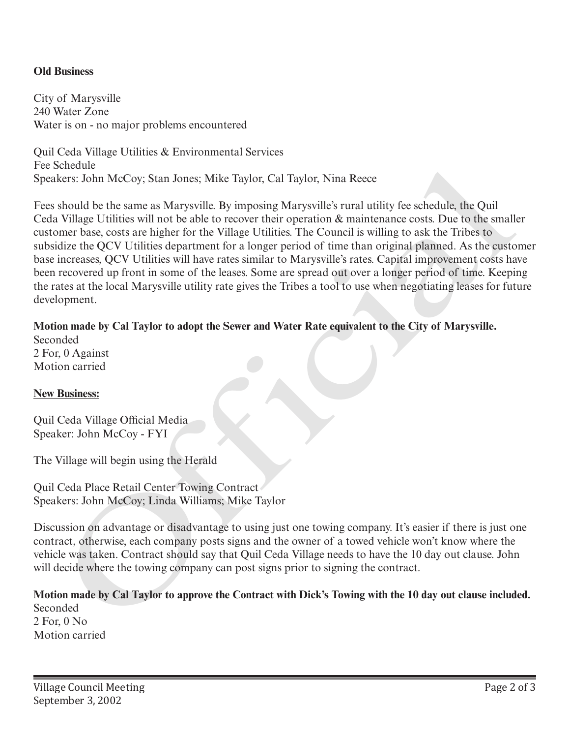**Old Business**

City of Marysville
240 Water Zone
Water is on - no major problems encountered

Quil Ceda Village Utilities & Environmental Services
Fee Schedule
Speakers: John McCoy; Stan Jones; Mike Taylor, Cal Taylor, Nina Reece

Fees should be the same as Marysville. By imposing Marysville's rural utility fee schedule, the Quil Ceda Village Utilities will not be able to recover their operation & maintenance costs. Due to the smaller customer base, costs are higher for the Village Utilities. The Council is willing to ask the Tribes to subsidize the QCV Utilities department for a longer period of time than original planned. As the customer base increases, QCV Utilities will have rates similar to Marysville's rates. Capital improvement costs have been recovered up front in some of the leases. Some are spread out over a longer period of time. Keeping the rates at the local Marysville utility rate gives the Tribes a tool to use when negotiating leases for future development.

**Motion made by Cal Taylor to adopt the Sewer and Water Rate equivalent to the City of Marysville.**
Seconded
2 For, 0 Against
Motion carried

**New Business:**

Quil Ceda Village Official Media
Speaker: John McCoy - FYI

The Village will begin using the Herald

Quil Ceda Place Retail Center Towing Contract
Speakers: John McCoy; Linda Williams; Mike Taylor

Discussion on advantage or disadvantage to using just one towing company. It's easier if there is just one contract, otherwise, each company posts signs and the owner of a towed vehicle won't know where the vehicle was taken. Contract should say that Quil Ceda Village needs to have the 10 day out clause. John will decide where the towing company can post signs prior to signing the contract.

**Motion made by Cal Taylor to approve the Contract with Dick's Towing with the 10 day out clause included.**
Seconded
2 For, 0 No
Motion carried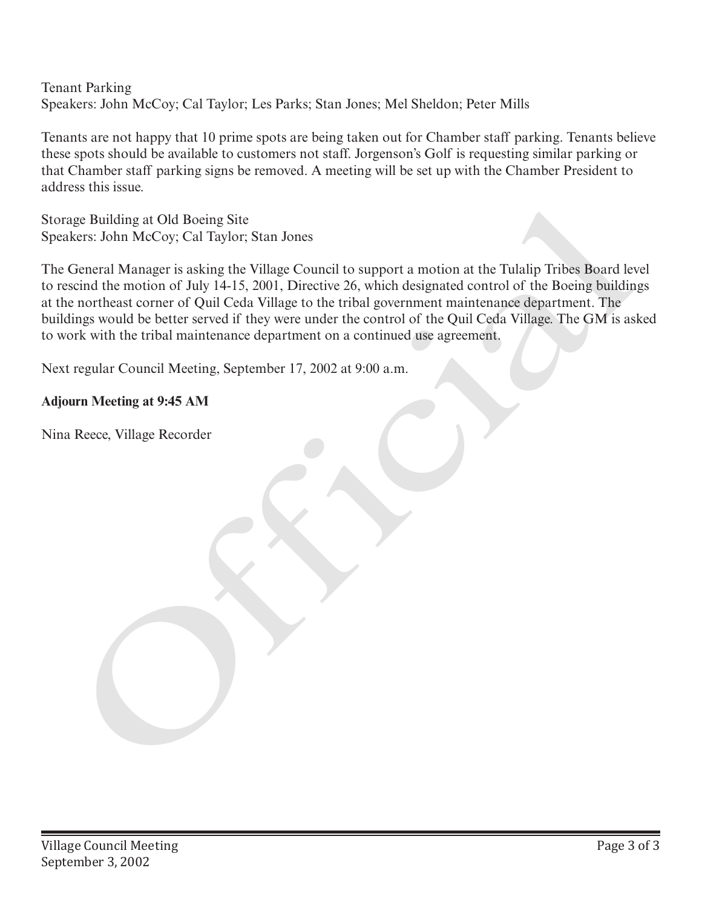Tenant Parking
Speakers: John McCoy; Cal Taylor; Les Parks; Stan Jones; Mel Sheldon; Peter Mills

Tenants are not happy that 10 prime spots are being taken out for Chamber staff parking. Tenants believe these spots should be available to customers not staff. Jorgenson's Golf is requesting similar parking or that Chamber staff parking signs be removed. A meeting will be set up with the Chamber President to address this issue.

Storage Building at Old Boeing Site
Speakers: John McCoy; Cal Taylor; Stan Jones

The General Manager is asking the Village Council to support a motion at the Tulalip Tribes Board level to rescind the motion of July 14-15, 2001, Directive 26, which designated control of the Boeing buildings at the northeast corner of Quil Ceda Village to the tribal government maintenance department. The buildings would be better served if they were under the control of the Quil Ceda Village. The GM is asked to work with the tribal maintenance department on a continued use agreement.

Next regular Council Meeting, September 17, 2002 at 9:00 a.m.

**Adjourn Meeting at 9:45 AM**

Nina Reece, Village Recorder